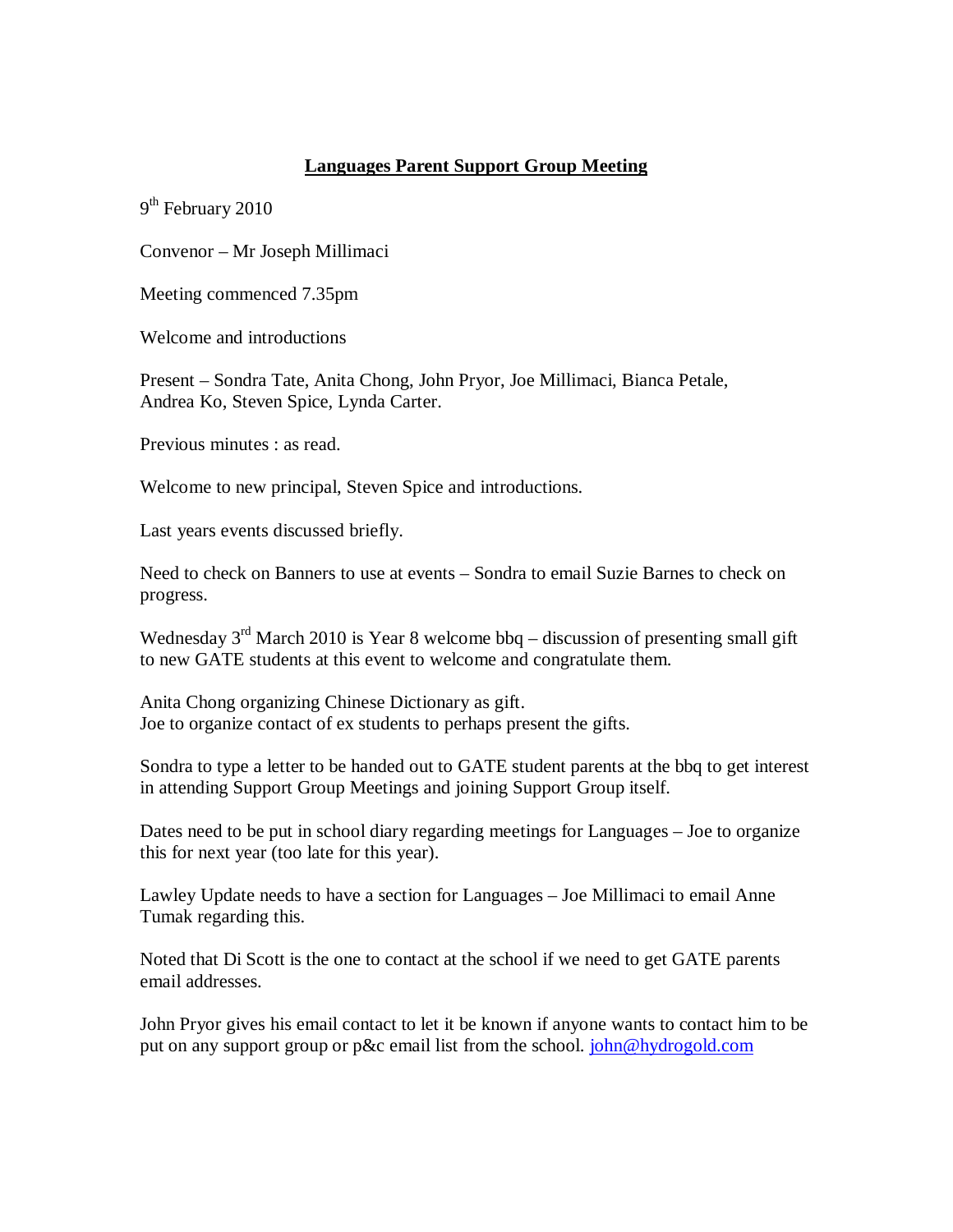# **Languages Parent Support Group Meeting**

9th February 2010

Convenor – Mr Joseph Millimaci

Meeting commenced 7.35pm

Welcome and introductions

Present – Sondra Tate, Anita Chong, John Pryor, Joe Millimaci, Bianca Petale, Andrea Ko, Steven Spice, Lynda Carter.

Previous minutes : as read.

Welcome to new principal, Steven Spice and introductions.

Last years events discussed briefly.

Need to check on Banners to use at events – Sondra to email Suzie Barnes to check on progress.

Wednesday 3rd March 2010 is Year 8 welcome bbq – discussion of presenting small gift to new GATE students at this event to welcome and congratulate them.

Anita Chong organizing Chinese Dictionary as gift.
Joe to organize contact of ex students to perhaps present the gifts.

Sondra to type a letter to be handed out to GATE student parents at the bbq to get interest in attending Support Group Meetings and joining Support Group itself.

Dates need to be put in school diary regarding meetings for Languages – Joe to organize this for next year (too late for this year).

Lawley Update needs to have a section for Languages – Joe Millimaci to email Anne Tumak regarding this.

Noted that Di Scott is the one to contact at the school if we need to get GATE parents email addresses.

John Pryor gives his email contact to let it be known if anyone wants to contact him to be put on any support group or p&c email list from the school. john@hydrogold.com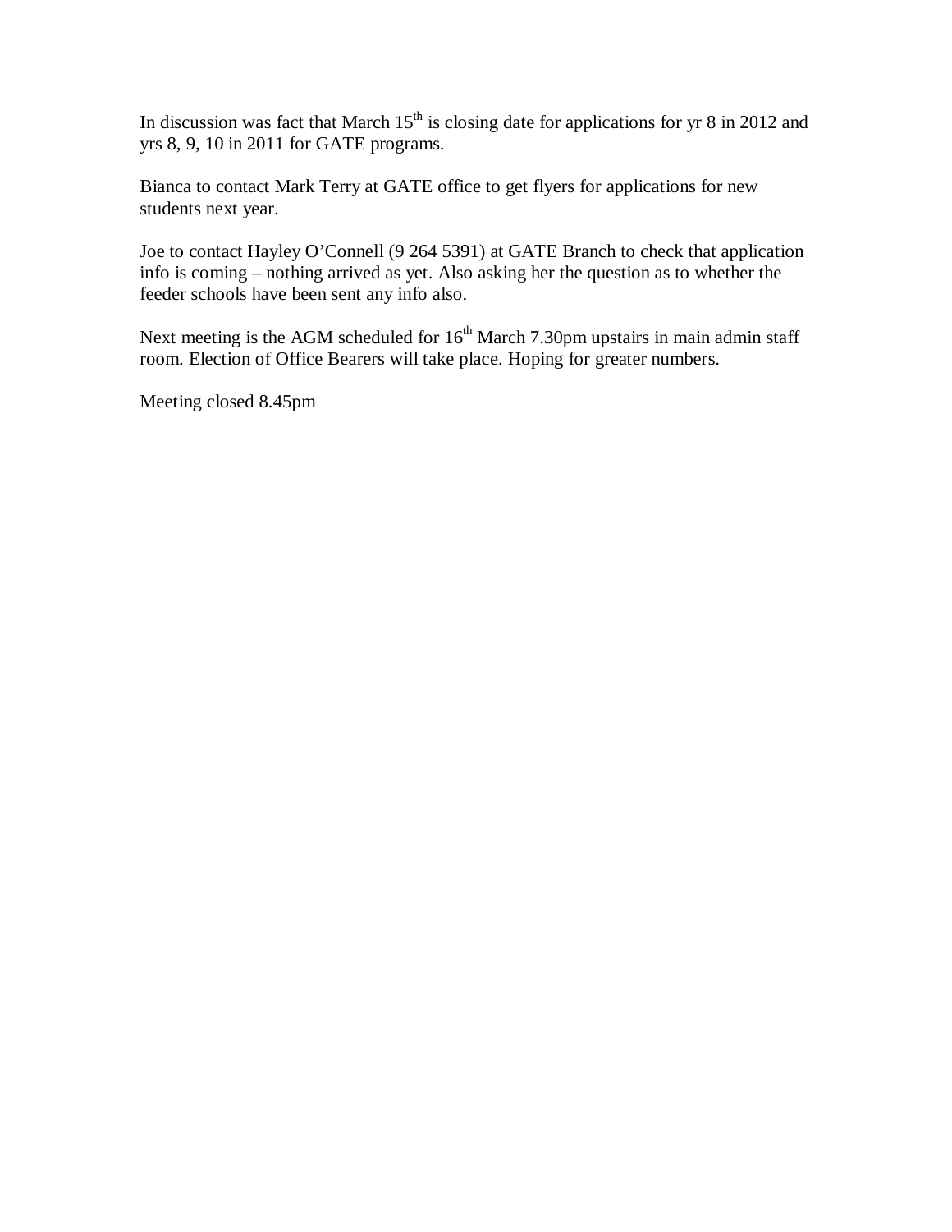In discussion was fact that March 15th is closing date for applications for yr 8 in 2012 and yrs 8, 9, 10 in 2011 for GATE programs.

Bianca to contact Mark Terry at GATE office to get flyers for applications for new students next year.

Joe to contact Hayley O'Connell (9 264 5391) at GATE Branch to check that application info is coming – nothing arrived as yet. Also asking her the question as to whether the feeder schools have been sent any info also.

Next meeting is the AGM scheduled for 16th March 7.30pm upstairs in main admin staff room. Election of Office Bearers will take place. Hoping for greater numbers.

Meeting closed 8.45pm